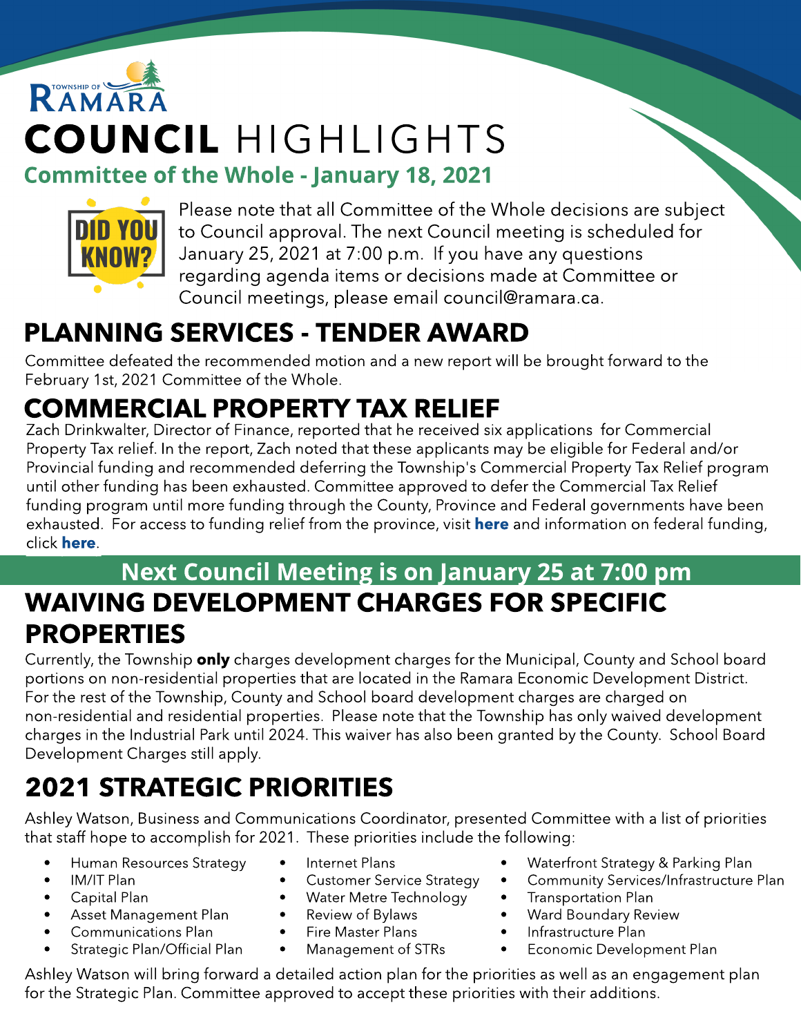Township of Ramara

# COUNCIL HIGHLIGHTS

## Committee of the Whole - January 18, 2021

DID YOU KNOW?

Please note that all Committee of the Whole decisions are subject to Council approval. The next Council meeting is scheduled for January 25, 2021 at 7:00 p.m. If you have any questions regarding agenda items or decisions made at Committee or Council meetings, please email council@ramara.ca.

## PLANNING SERVICES - TENDER AWARD

Committee defeated the recommended motion and a new report will be brought forward to the February 1st, 2021 Committee of the Whole.

## COMMERCIAL PROPERTY TAX RELIEF

Zach Drinkwalter, Director of Finance, reported that he received six applications for Commercial Property Tax relief. In the report, Zach noted that these applicants may be eligible for Federal and/or Provincial funding and recommended deferring the Township's Commercial Property Tax Relief program until other funding has been exhausted. Committee approved to defer the Commercial Tax Relief funding program until more funding through the County, Province and Federal governments have been exhausted. For access to funding relief from the province, visit **here** and information on federal funding, click **here**.

**Next Council Meeting is on January 25 at 7:00 pm**

## WAIVING DEVELOPMENT CHARGES FOR SPECIFIC PROPERTIES

Currently, the Township **only** charges development charges for the Municipal, County and School board portions on non-residential properties that are located in the Ramara Economic Development District. For the rest of the Township, County and School board development charges are charged on non-residential and residential properties. Please note that the Township has only waived development charges in the Industrial Park until 2024. This waiver has also been granted by the County. School Board Development Charges still apply.

## 2021 STRATEGIC PRIORITIES

Ashley Watson, Business and Communications Coordinator, presented Committee with a list of priorities that staff hope to accomplish for 2021. These priorities include the following:

- Human Resources Strategy
- IM/IT Plan
- Capital Plan
- Asset Management Plan
- Communications Plan
- Strategic Plan/Official Plan
- Internet Plans
- Customer Service Strategy
- Water Metre Technology
- Review of Bylaws
- Fire Master Plans
- Management of STRs
- Waterfront Strategy & Parking Plan
- Community Services/Infrastructure Plan
- Transportation Plan
- Ward Boundary Review
- Infrastructure Plan
- Economic Development Plan

Ashley Watson will bring forward a detailed action plan for the priorities as well as an engagement plan for the Strategic Plan. Committee approved to accept these priorities with their additions.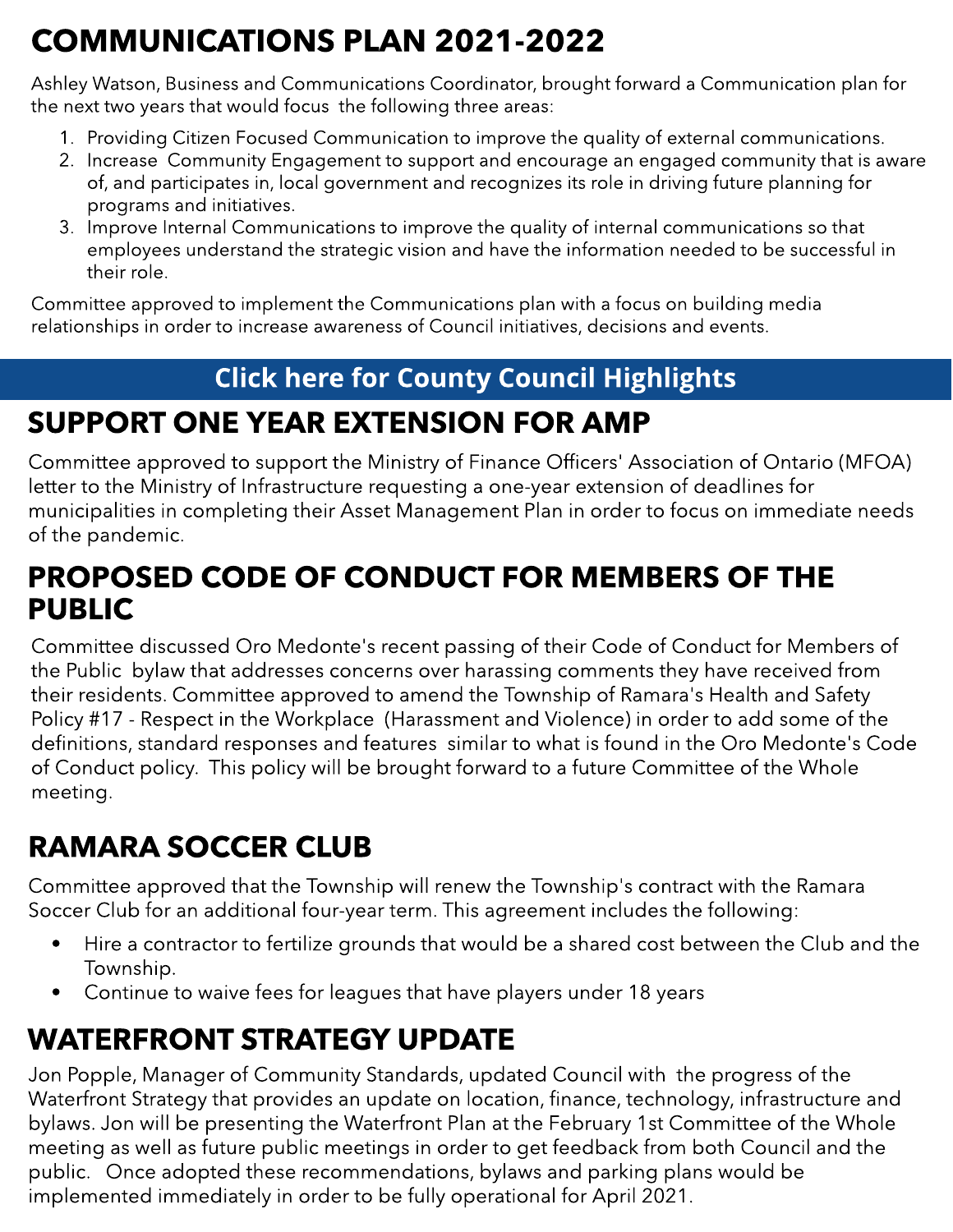# COMMUNICATIONS PLAN 2021-2022

Ashley Watson, Business and Communications Coordinator, brought forward a Communication plan for the next two years that would focus the following three areas:

1. Providing Citizen Focused Communication to improve the quality of external communications.
2. Increase Community Engagement to support and encourage an engaged community that is aware of, and participates in, local government and recognizes its role in driving future planning for programs and initiatives.
3. Improve Internal Communications to improve the quality of internal communications so that employees understand the strategic vision and have the information needed to be successful in their role.

Committee approved to implement the Communications plan with a focus on building media relationships in order to increase awareness of Council initiatives, decisions and events.

**Click here for County Council Highlights**

# SUPPORT ONE YEAR EXTENSION FOR AMP

Committee approved to support the Ministry of Finance Officers' Association of Ontario (MFOA) letter to the Ministry of Infrastructure requesting a one-year extension of deadlines for municipalities in completing their Asset Management Plan in order to focus on immediate needs of the pandemic.

# PROPOSED CODE OF CONDUCT FOR MEMBERS OF THE PUBLIC

Committee discussed Oro Medonte's recent passing of their Code of Conduct for Members of the Public bylaw that addresses concerns over harassing comments they have received from their residents. Committee approved to amend the Township of Ramara's Health and Safety Policy #17 - Respect in the Workplace (Harassment and Violence) in order to add some of the definitions, standard responses and features similar to what is found in the Oro Medonte's Code of Conduct policy. This policy will be brought forward to a future Committee of the Whole meeting.

# RAMARA SOCCER CLUB

Committee approved that the Township will renew the Township's contract with the Ramara Soccer Club for an additional four-year term. This agreement includes the following:

- Hire a contractor to fertilize grounds that would be a shared cost between the Club and the Township.
- Continue to waive fees for leagues that have players under 18 years

# WATERFRONT STRATEGY UPDATE

Jon Popple, Manager of Community Standards, updated Council with the progress of the Waterfront Strategy that provides an update on location, finance, technology, infrastructure and bylaws. Jon will be presenting the Waterfront Plan at the February 1st Committee of the Whole meeting as well as future public meetings in order to get feedback from both Council and the public. Once adopted these recommendations, bylaws and parking plans would be implemented immediately in order to be fully operational for April 2021.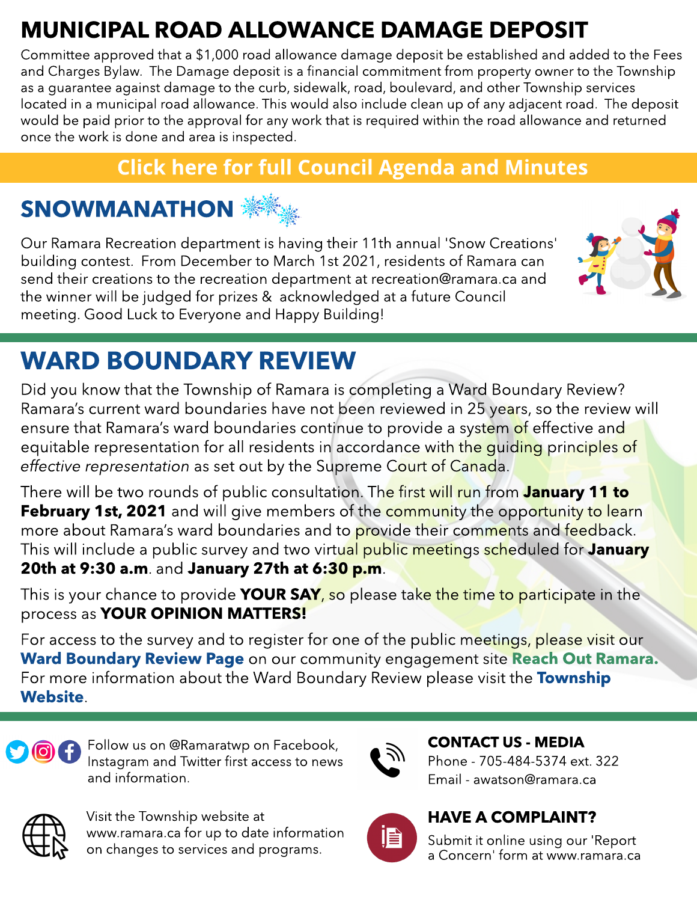# MUNICIPAL ROAD ALLOWANCE DAMAGE DEPOSIT

Committee approved that a $1,000 road allowance damage deposit be established and added to the Fees and Charges Bylaw. The Damage deposit is a financial commitment from property owner to the Township as a guarantee against damage to the curb, sidewalk, road, boulevard, and other Township services located in a municipal road allowance. This would also include clean up of any adjacent road. The deposit would be paid prior to the approval for any work that is required within the road allowance and returned once the work is done and area is inspected.

**Click here for full Council Agenda and Minutes**

# SNOWMANATHON

Our Ramara Recreation department is having their 11th annual 'Snow Creations' building contest. From December to March 1st 2021, residents of Ramara can send their creations to the recreation department at recreation@ramara.ca and the winner will be judged for prizes & acknowledged at a future Council meeting. Good Luck to Everyone and Happy Building!

# WARD BOUNDARY REVIEW

Did you know that the Township of Ramara is completing a Ward Boundary Review? Ramara's current ward boundaries have not been reviewed in 25 years, so the review will ensure that Ramara's ward boundaries continue to provide a system of effective and equitable representation for all residents in accordance with the guiding principles of *effective representation* as set out by the Supreme Court of Canada.

There will be two rounds of public consultation. The first will run from **January 11 to February 1st, 2021** and will give members of the community the opportunity to learn more about Ramara's ward boundaries and to provide their comments and feedback. This will include a public survey and two virtual public meetings scheduled for **January 20th at 9:30 a.m**. and **January 27th at 6:30 p.m**.

This is your chance to provide **YOUR SAY**, so please take the time to participate in the process as **YOUR OPINION MATTERS!**

For access to the survey and to register for one of the public meetings, please visit our **Ward Boundary Review Page** on our community engagement site **Reach Out Ramara.** For more information about the Ward Boundary Review please visit the **Township Website**.

Follow us on @Ramaratwp on Facebook, Instagram and Twitter first access to news and information.

Visit the Township website at www.ramara.ca for up to date information on changes to services and programs.

**CONTACT US - MEDIA**
Phone - 705-484-5374 ext. 322
Email - awatson@ramara.ca

**HAVE A COMPLAINT?**
Submit it online using our 'Report a Concern' form at www.ramara.ca